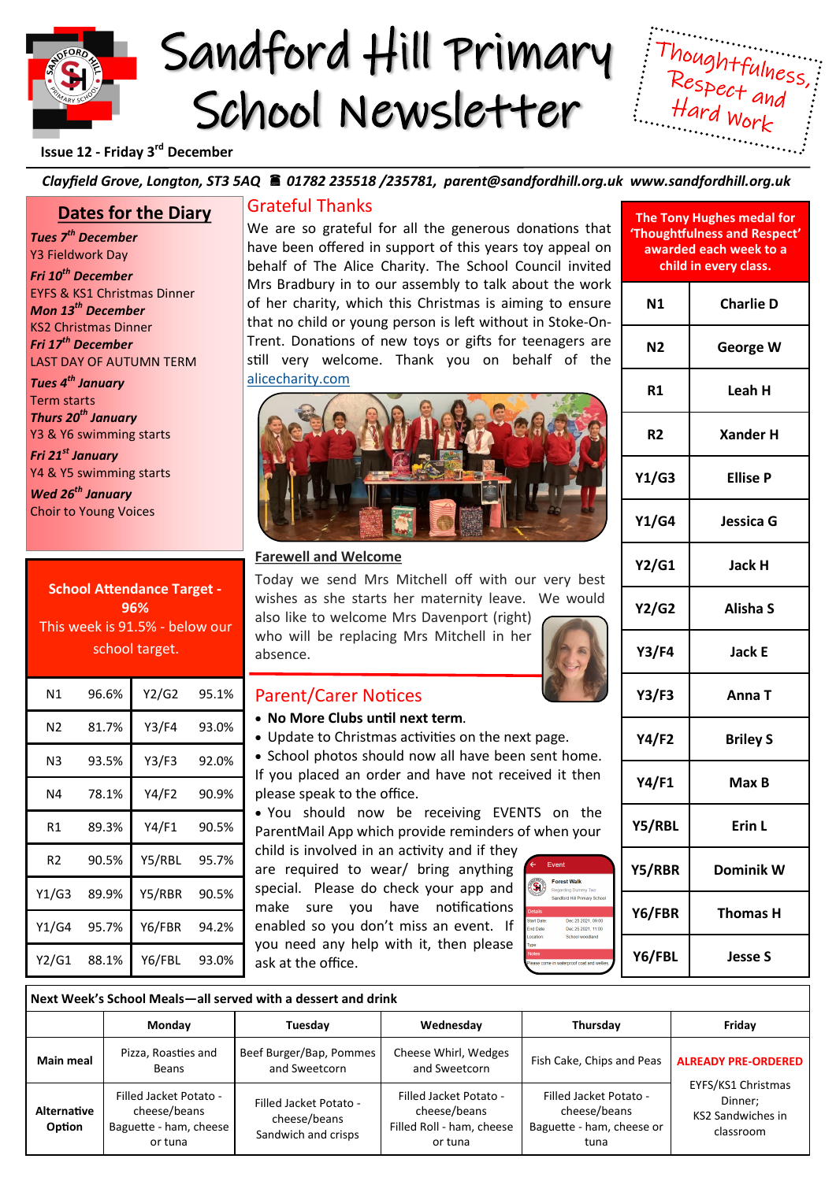# Sandford Hill Primary School Newsletter

Thoughtfulness, Respect and Hard Work

Issue 12 - Friday 3rd December

*Clayfield Grove, Longton, ST3 5AQ ☎ 01782 235518 /235781, parent@sandfordhill.org.uk www.sandfordhill.org.uk*

## Dates for the Diary

***Tues 7th December***
Y3 Fieldwork Day

***Fri 10th December***
EYFS & KS1 Christmas Dinner

***Mon 13th December***
KS2 Christmas Dinner

***Fri 17th December***
LAST DAY OF AUTUMN TERM

***Tues 4th January***
Term starts

***Thurs 20th January***
Y3 & Y6 swimming starts

***Fri 21st January***
Y4 & Y5 swimming starts

***Wed 26th January***
Choir to Young Voices

**School Attendance Target - 96%**
This week is 91.5% - below our school target.

| | | | |
|---|---|---|---|
| N1 | 96.6% | Y2/G2 | 95.1% |
| N2 | 81.7% | Y3/F4 | 93.0% |
| N3 | 93.5% | Y3/F3 | 92.0% |
| N4 | 78.1% | Y4/F2 | 90.9% |
| R1 | 89.3% | Y4/F1 | 90.5% |
| R2 | 90.5% | Y5/RBL | 95.7% |
| Y1/G3 | 89.9% | Y5/RBR | 90.5% |
| Y1/G4 | 95.7% | Y6/FBR | 94.2% |
| Y2/G1 | 88.1% | Y6/FBL | 93.0% |

## Grateful Thanks

We are so grateful for all the generous donations that have been offered in support of this years toy appeal on behalf of The Alice Charity. The School Council invited Mrs Bradbury in to our assembly to talk about the work of her charity, which this Christmas is aiming to ensure that no child or young person is left without in Stoke-On-Trent. Donations of new toys or gifts for teenagers are still very welcome. Thank you on behalf of the alicecharity.com

### Farewell and Welcome

Today we send Mrs Mitchell off with our very best wishes as she starts her maternity leave. We would also like to welcome Mrs Davenport (right) who will be replacing Mrs Mitchell in her absence.

## Parent/Carer Notices

- **No More Clubs until next term**.
- Update to Christmas activities on the next page.
- School photos should now all have been sent home. If you placed an order and have not received it then please speak to the office.
- You should now be receiving EVENTS on the ParentMail App which provide reminders of when your child is involved in an activity and if they are required to wear/ bring anything special. Please do check your app and make sure you have notifications enabled so you don't miss an event. If you need any help with it, then please ask at the office.

| The Tony Hughes medal for 'Thoughtfulness and Respect' awarded each week to a child in every class. | |
|---|---|
| N1 | Charlie D |
| N2 | George W |
| R1 | Leah H |
| R2 | Xander H |
| Y1/G3 | Ellise P |
| Y1/G4 | Jessica G |
| Y2/G1 | Jack H |
| Y2/G2 | Alisha S |
| Y3/F4 | Jack E |
| Y3/F3 | Anna T |
| Y4/F2 | Briley S |
| Y4/F1 | Max B |
| Y5/RBL | Erin L |
| Y5/RBR | Dominik W |
| Y6/FBR | Thomas H |
| Y6/FBL | Jesse S |

**Next Week's School Meals—all served with a dessert and drink**

| | Monday | Tuesday | Wednesday | Thursday | Friday |
|---|---|---|---|---|---|
| **Main meal** | Pizza, Roasties and Beans | Beef Burger/Bap, Pommes and Sweetcorn | Cheese Whirl, Wedges and Sweetcorn | Fish Cake, Chips and Peas | **ALREADY PRE-ORDERED** |
| **Alternative Option** | Filled Jacket Potato - cheese/beans Baguette - ham, cheese or tuna | Filled Jacket Potato - cheese/beans Sandwich and crisps | Filled Jacket Potato - cheese/beans Filled Roll - ham, cheese or tuna | Filled Jacket Potato - cheese/beans Baguette - ham, cheese or tuna | EYFS/KS1 Christmas Dinner; KS2 Sandwiches in classroom |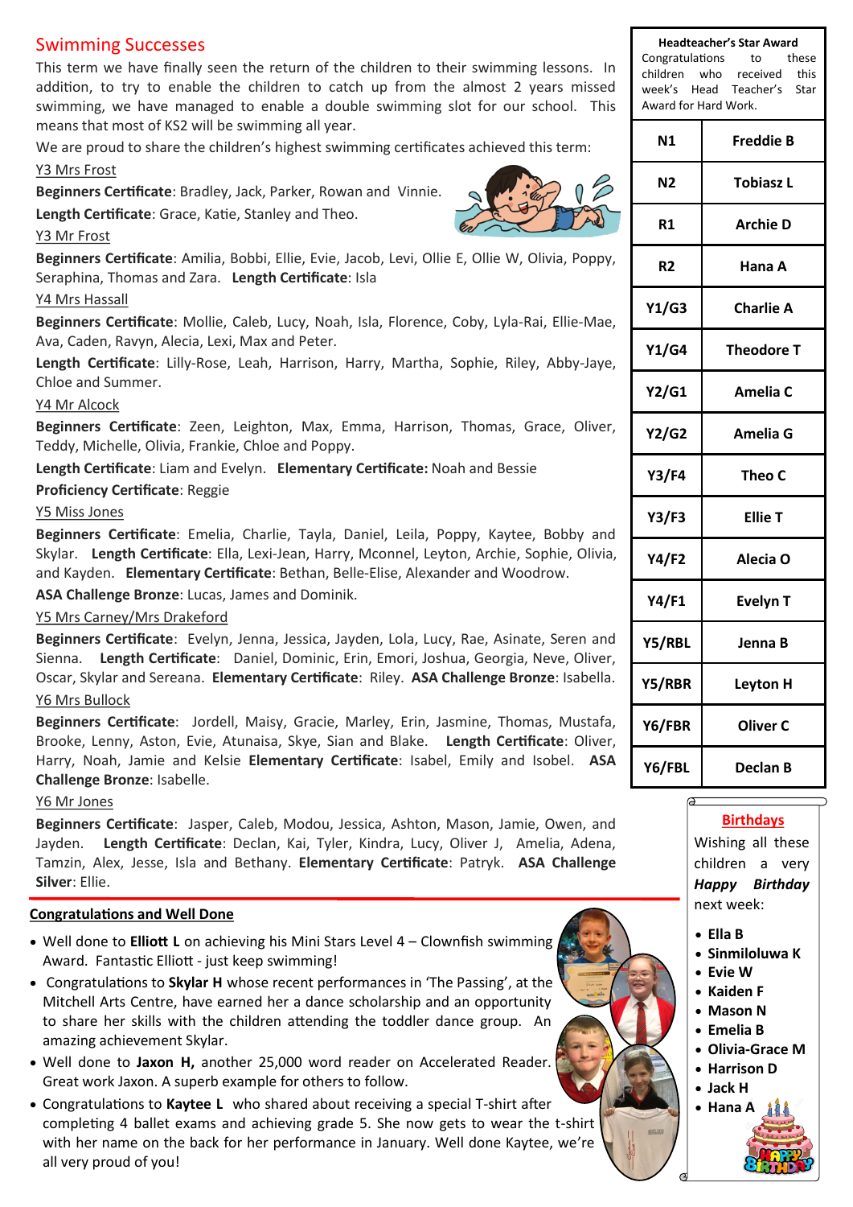## Swimming Successes

This term we have finally seen the return of the children to their swimming lessons. In addition, to try to enable the children to catch up from the almost 2 years missed swimming, we have managed to enable a double swimming slot for our school. This means that most of KS2 will be swimming all year.

We are proud to share the children's highest swimming certificates achieved this term:

Y3 Mrs Frost

**Beginners Certificate**: Bradley, Jack, Parker, Rowan and Vinnie.

**Length Certificate**: Grace, Katie, Stanley and Theo.

Y3 Mr Frost

**Beginners Certificate**: Amilia, Bobbi, Ellie, Evie, Jacob, Levi, Ollie E, Ollie W, Olivia, Poppy, Seraphina, Thomas and Zara. **Length Certificate**: Isla

Y4 Mrs Hassall

**Beginners Certificate**: Mollie, Caleb, Lucy, Noah, Isla, Florence, Coby, Lyla-Rai, Ellie-Mae, Ava, Caden, Ravyn, Alecia, Lexi, Max and Peter.

**Length Certificate**: Lilly-Rose, Leah, Harrison, Harry, Martha, Sophie, Riley, Abby-Jaye, Chloe and Summer.

Y4 Mr Alcock

**Beginners Certificate**: Zeen, Leighton, Max, Emma, Harrison, Thomas, Grace, Oliver, Teddy, Michelle, Olivia, Frankie, Chloe and Poppy.

**Length Certificate**: Liam and Evelyn. **Elementary Certificate:** Noah and Bessie

**Proficiency Certificate**: Reggie

Y5 Miss Jones

**Beginners Certificate**: Emelia, Charlie, Tayla, Daniel, Leila, Poppy, Kaytee, Bobby and Skylar. **Length Certificate**: Ella, Lexi-Jean, Harry, Mconnel, Leyton, Archie, Sophie, Olivia, and Kayden. **Elementary Certificate**: Bethan, Belle-Elise, Alexander and Woodrow.

**ASA Challenge Bronze**: Lucas, James and Dominik.

Y5 Mrs Carney/Mrs Drakeford

**Beginners Certificate**: Evelyn, Jenna, Jessica, Jayden, Lola, Lucy, Rae, Asinate, Seren and Sienna. **Length Certificate**: Daniel, Dominic, Erin, Emori, Joshua, Georgia, Neve, Oliver, Oscar, Skylar and Sereana. **Elementary Certificate**: Riley. **ASA Challenge Bronze**: Isabella.

Y6 Mrs Bullock

**Beginners Certificate**: Jordell, Maisy, Gracie, Marley, Erin, Jasmine, Thomas, Mustafa, Brooke, Lenny, Aston, Evie, Atunaisa, Skye, Sian and Blake. **Length Certificate**: Oliver, Harry, Noah, Jamie and Kelsie **Elementary Certificate**: Isabel, Emily and Isobel. **ASA Challenge Bronze**: Isabelle.

Y6 Mr Jones

**Beginners Certificate**: Jasper, Caleb, Modou, Jessica, Ashton, Mason, Jamie, Owen, and Jayden. **Length Certificate**: Declan, Kai, Tyler, Kindra, Lucy, Oliver J, Amelia, Adena, Tamzin, Alex, Jesse, Isla and Bethany. **Elementary Certificate**: Patryk. **ASA Challenge Silver**: Ellie.

## Congratulations and Well Done

- Well done to **Elliott L** on achieving his Mini Stars Level 4 – Clownfish swimming Award. Fantastic Elliott - just keep swimming!
- Congratulations to **Skylar H** whose recent performances in 'The Passing', at the Mitchell Arts Centre, have earned her a dance scholarship and an opportunity to share her skills with the children attending the toddler dance group. An amazing achievement Skylar.
- Well done to **Jaxon H,** another 25,000 word reader on Accelerated Reader. Great work Jaxon. A superb example for others to follow.
- Congratulations to **Kaytee L** who shared about receiving a special T-shirt after completing 4 ballet exams and achieving grade 5. She now gets to wear the t-shirt with her name on the back for her performance in January. Well done Kaytee, we're all very proud of you!

**Headteacher's Star Award**

Congratulations to these children who received this week's Head Teacher's Star Award for Hard Work.

| Class | Name |
|---|---|
| N1 | Freddie B |
| N2 | Tobiasz L |
| R1 | Archie D |
| R2 | Hana A |
| Y1/G3 | Charlie A |
| Y1/G4 | Theodore T |
| Y2/G1 | Amelia C |
| Y2/G2 | Amelia G |
| Y3/F4 | Theo C |
| Y3/F3 | Ellie T |
| Y4/F2 | Alecia O |
| Y4/F1 | Evelyn T |
| Y5/RBL | Jenna B |
| Y5/RBR | Leyton H |
| Y6/FBR | Oliver C |
| Y6/FBL | Declan B |

**Birthdays**

Wishing all these children a very ***Happy Birthday*** next week:

- **Ella B**
- **Sinmiloluwa K**
- **Evie W**
- **Kaiden F**
- **Mason N**
- **Emelia B**
- **Olivia-Grace M**
- **Harrison D**
- **Jack H**
- **Hana A**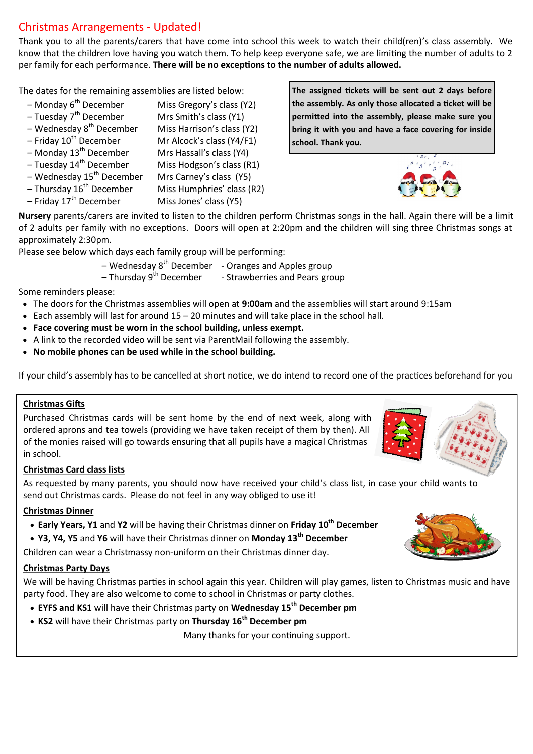## Christmas Arrangements - Updated!

Thank you to all the parents/carers that have come into school this week to watch their child(ren)'s class assembly. We know that the children love having you watch them. To help keep everyone safe, we are limiting the number of adults to 2 per family for each performance. **There will be no exceptions to the number of adults allowed.**

The dates for the remaining assemblies are listed below:

| | |
|---|---|
| – Monday 6th December | Miss Gregory's class (Y2) |
| – Tuesday 7th December | Mrs Smith's class (Y1) |
| – Wednesday 8th December | Miss Harrison's class (Y2) |
| – Friday 10th December | Mr Alcock's class (Y4/F1) |
| – Monday 13th December | Mrs Hassall's class (Y4) |
| – Tuesday 14th December | Miss Hodgson's class (R1) |
| – Wednesday 15th December | Mrs Carney's class (Y5) |
| – Thursday 16th December | Miss Humphries' class (R2) |
| – Friday 17th December | Miss Jones' class (Y5) |

**The assigned tickets will be sent out 2 days before the assembly. As only those allocated a ticket will be permitted into the assembly, please make sure you bring it with you and have a face covering for inside school. Thank you.**

**Nursery** parents/carers are invited to listen to the children perform Christmas songs in the hall. Again there will be a limit of 2 adults per family with no exceptions. Doors will open at 2:20pm and the children will sing three Christmas songs at approximately 2:30pm.

Please see below which days each family group will be performing:

| | |
|---|---|
| – Wednesday 8th December | - Oranges and Apples group |
| – Thursday 9th December | - Strawberries and Pears group |

Some reminders please:

- The doors for the Christmas assemblies will open at **9:00am** and the assemblies will start around 9:15am
- Each assembly will last for around 15 – 20 minutes and will take place in the school hall.
- **Face covering must be worn in the school building, unless exempt.**
- A link to the recorded video will be sent via ParentMail following the assembly.
- **No mobile phones can be used while in the school building.**

If your child's assembly has to be cancelled at short notice, we do intend to record one of the practices beforehand for you

### Christmas Gifts

Purchased Christmas cards will be sent home by the end of next week, along with ordered aprons and tea towels (providing we have taken receipt of them by then). All of the monies raised will go towards ensuring that all pupils have a magical Christmas in school.

### Christmas Card class lists

As requested by many parents, you should now have received your child's class list, in case your child wants to send out Christmas cards. Please do not feel in any way obliged to use it!

### Christmas Dinner

- **Early Years, Y1** and **Y2** will be having their Christmas dinner on **Friday 10th December**
- **Y3, Y4, Y5** and **Y6** will have their Christmas dinner on **Monday 13th December**

Children can wear a Christmassy non-uniform on their Christmas dinner day.

### Christmas Party Days

We will be having Christmas parties in school again this year. Children will play games, listen to Christmas music and have party food. They are also welcome to come to school in Christmas or party clothes.

- **EYFS and KS1** will have their Christmas party on **Wednesday 15th December pm**
- **KS2** will have their Christmas party on **Thursday 16th December pm**

Many thanks for your continuing support.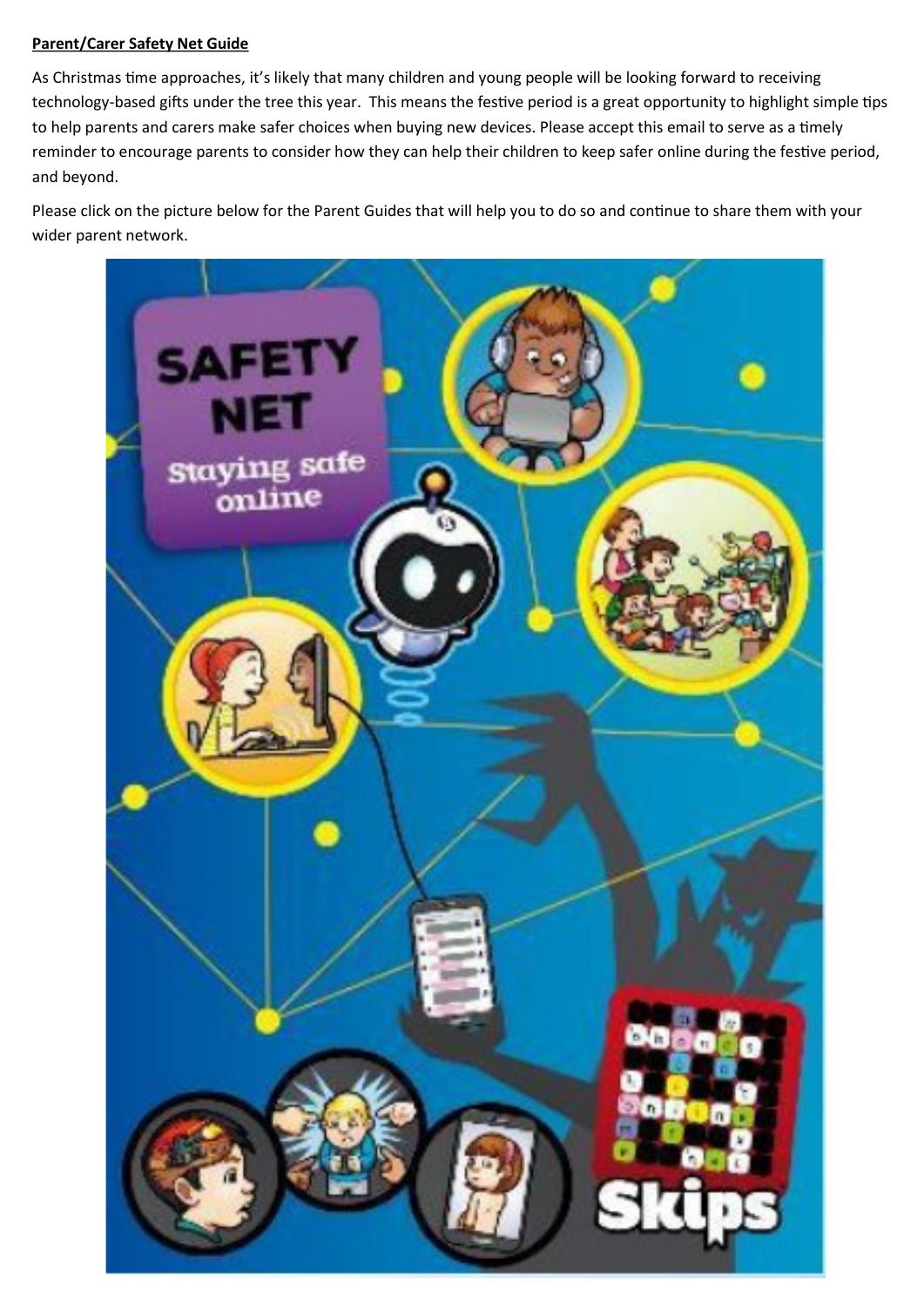**Parent/Carer Safety Net Guide**

As Christmas time approaches, it's likely that many children and young people will be looking forward to receiving technology-based gifts under the tree this year. This means the festive period is a great opportunity to highlight simple tips to help parents and carers make safer choices when buying new devices. Please accept this email to serve as a timely reminder to encourage parents to consider how they can help their children to keep safer online during the festive period, and beyond.

Please click on the picture below for the Parent Guides that will help you to do so and continue to share them with your wider parent network.